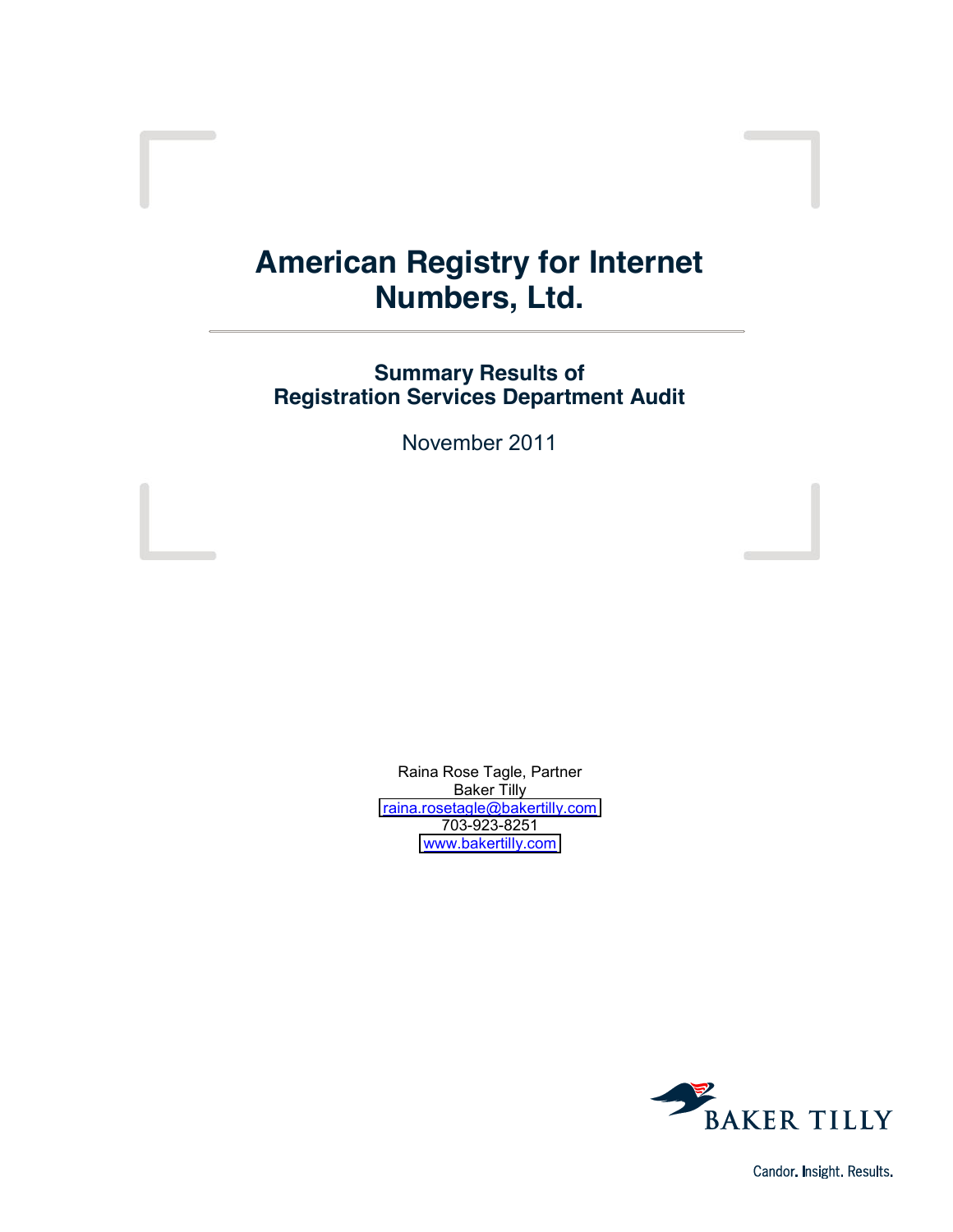# American Registry for Internet Numbers, Ltd.

## Summary Results of Registration Services Department Audit

November 2011

Raina Rose Tagle, Partner
Baker Tilly
raina.rosetagle@bakertilly.com
703-923-8251
www.bakertilly.com

BAKER TILLY

Candor. Insight. Results.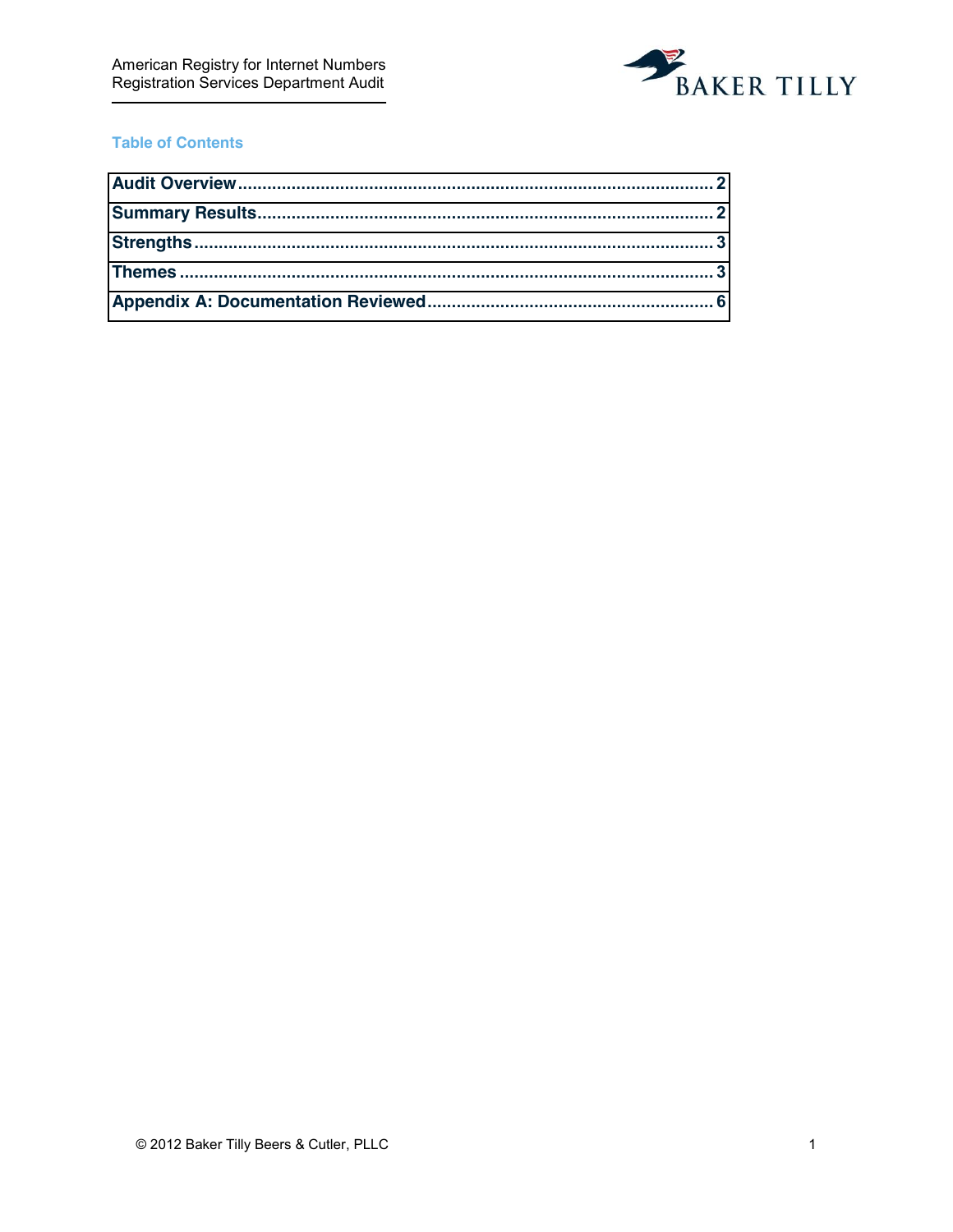## Table of Contents

| | |
|---|---|
| **Audit Overview** | **2** |
| **Summary Results** | **2** |
| **Strengths** | **3** |
| **Themes** | **3** |
| **Appendix A: Documentation Reviewed** | **6** |

© 2012 Baker Tilly Beers & Cutler, PLLC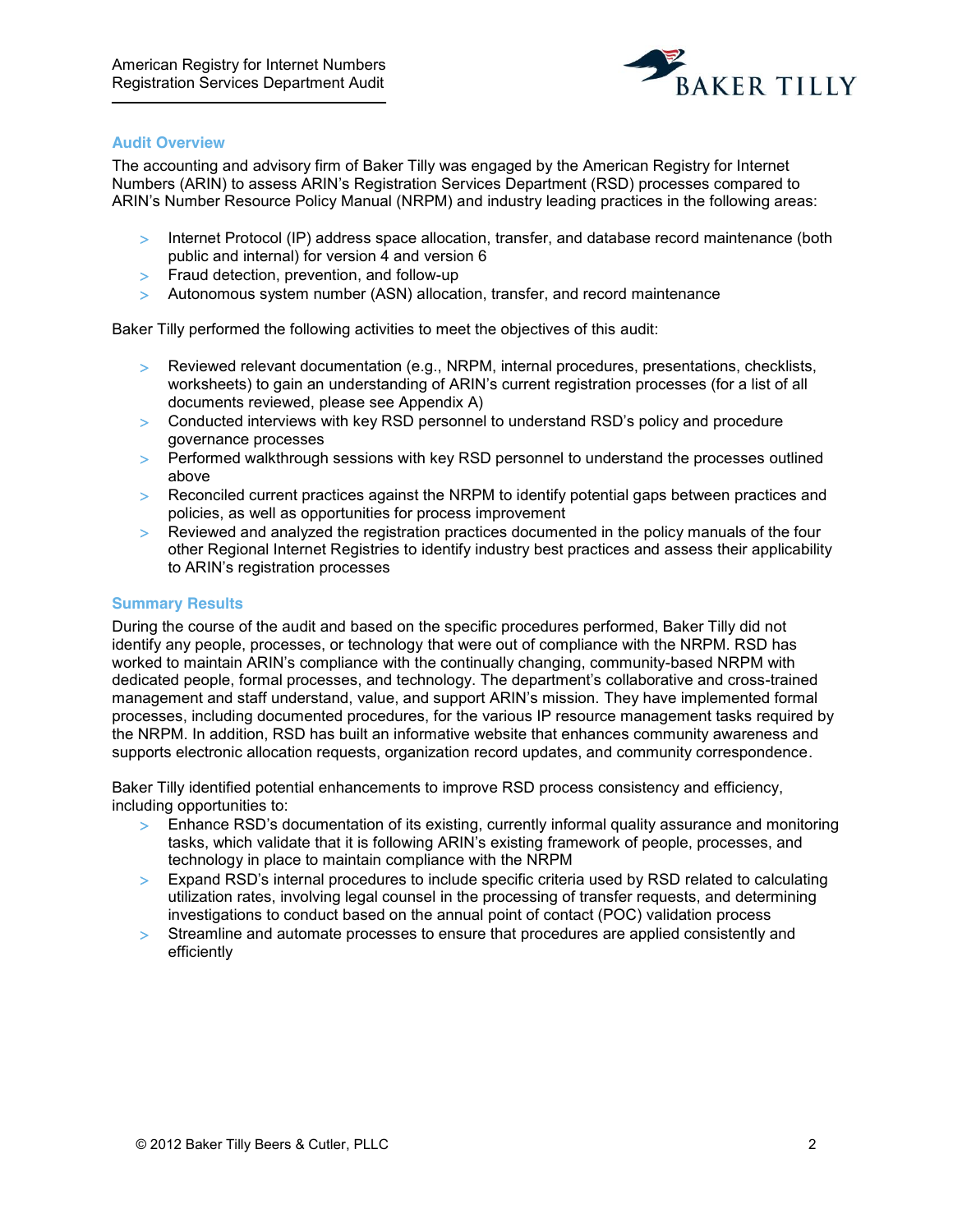## Audit Overview

The accounting and advisory firm of Baker Tilly was engaged by the American Registry for Internet Numbers (ARIN) to assess ARIN's Registration Services Department (RSD) processes compared to ARIN's Number Resource Policy Manual (NRPM) and industry leading practices in the following areas:

- Internet Protocol (IP) address space allocation, transfer, and database record maintenance (both public and internal) for version 4 and version 6
- Fraud detection, prevention, and follow-up
- Autonomous system number (ASN) allocation, transfer, and record maintenance

Baker Tilly performed the following activities to meet the objectives of this audit:

- Reviewed relevant documentation (e.g., NRPM, internal procedures, presentations, checklists, worksheets) to gain an understanding of ARIN's current registration processes (for a list of all documents reviewed, please see Appendix A)
- Conducted interviews with key RSD personnel to understand RSD's policy and procedure governance processes
- Performed walkthrough sessions with key RSD personnel to understand the processes outlined above
- Reconciled current practices against the NRPM to identify potential gaps between practices and policies, as well as opportunities for process improvement
- Reviewed and analyzed the registration practices documented in the policy manuals of the four other Regional Internet Registries to identify industry best practices and assess their applicability to ARIN's registration processes

## Summary Results

During the course of the audit and based on the specific procedures performed, Baker Tilly did not identify any people, processes, or technology that were out of compliance with the NRPM. RSD has worked to maintain ARIN's compliance with the continually changing, community-based NRPM with dedicated people, formal processes, and technology. The department's collaborative and cross-trained management and staff understand, value, and support ARIN's mission. They have implemented formal processes, including documented procedures, for the various IP resource management tasks required by the NRPM. In addition, RSD has built an informative website that enhances community awareness and supports electronic allocation requests, organization record updates, and community correspondence.

Baker Tilly identified potential enhancements to improve RSD process consistency and efficiency, including opportunities to:

- Enhance RSD's documentation of its existing, currently informal quality assurance and monitoring tasks, which validate that it is following ARIN's existing framework of people, processes, and technology in place to maintain compliance with the NRPM
- Expand RSD's internal procedures to include specific criteria used by RSD related to calculating utilization rates, involving legal counsel in the processing of transfer requests, and determining investigations to conduct based on the annual point of contact (POC) validation process
- Streamline and automate processes to ensure that procedures are applied consistently and efficiently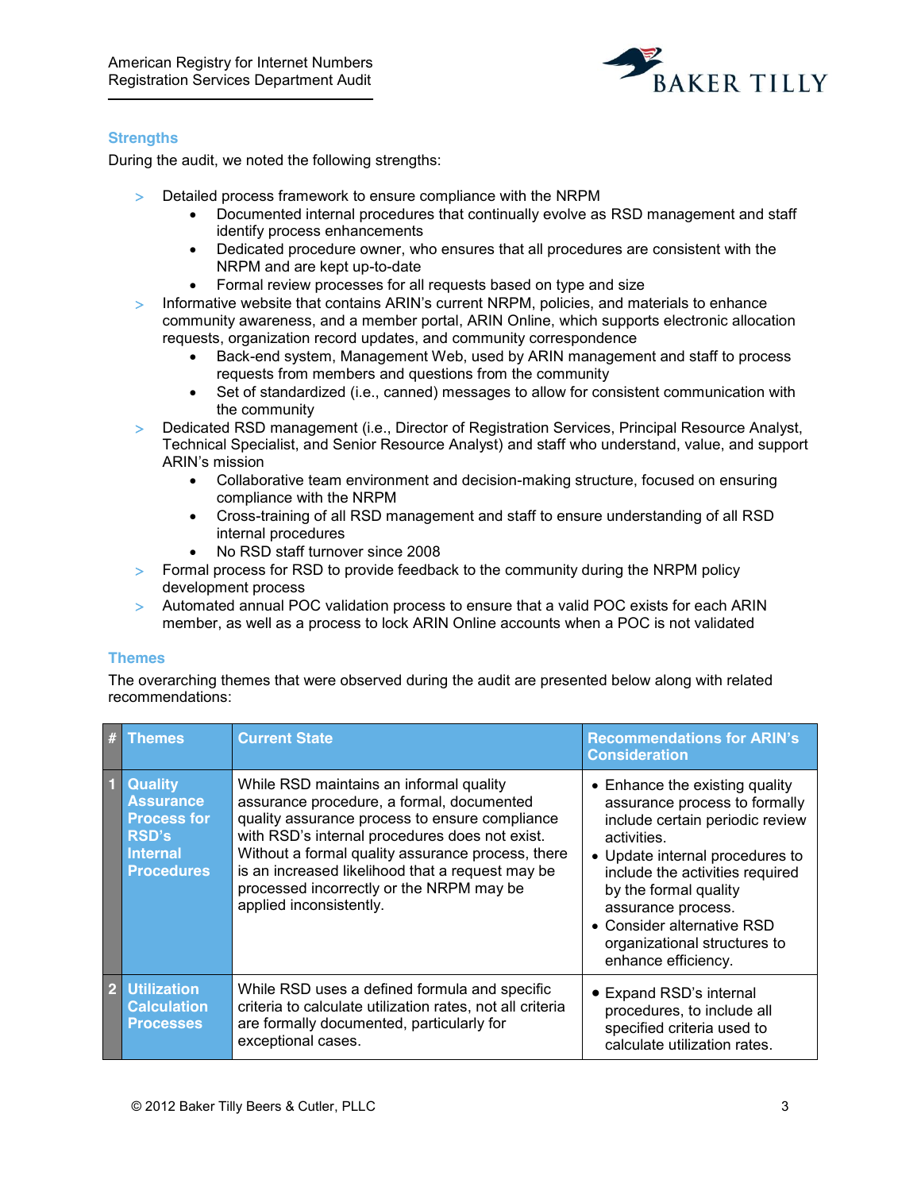## Strengths

During the audit, we noted the following strengths:

- Detailed process framework to ensure compliance with the NRPM
  - Documented internal procedures that continually evolve as RSD management and staff identify process enhancements
  - Dedicated procedure owner, who ensures that all procedures are consistent with the NRPM and are kept up-to-date
  - Formal review processes for all requests based on type and size
- Informative website that contains ARIN's current NRPM, policies, and materials to enhance community awareness, and a member portal, ARIN Online, which supports electronic allocation requests, organization record updates, and community correspondence
  - Back-end system, Management Web, used by ARIN management and staff to process requests from members and questions from the community
  - Set of standardized (i.e., canned) messages to allow for consistent communication with the community
- Dedicated RSD management (i.e., Director of Registration Services, Principal Resource Analyst, Technical Specialist, and Senior Resource Analyst) and staff who understand, value, and support ARIN's mission
  - Collaborative team environment and decision-making structure, focused on ensuring compliance with the NRPM
  - Cross-training of all RSD management and staff to ensure understanding of all RSD internal procedures
  - No RSD staff turnover since 2008
- Formal process for RSD to provide feedback to the community during the NRPM policy development process
- Automated annual POC validation process to ensure that a valid POC exists for each ARIN member, as well as a process to lock ARIN Online accounts when a POC is not validated

## Themes

The overarching themes that were observed during the audit are presented below along with related recommendations:

| # | Themes | Current State | Recommendations for ARIN's Consideration |
|---|---|---|---|
| 1 | **Quality Assurance Process for RSD's Internal Procedures** | While RSD maintains an informal quality assurance procedure, a formal, documented quality assurance process to ensure compliance with RSD's internal procedures does not exist. Without a formal quality assurance process, there is an increased likelihood that a request may be processed incorrectly or the NRPM may be applied inconsistently. | • Enhance the existing quality assurance process to formally include certain periodic review activities.<br>• Update internal procedures to include the activities required by the formal quality assurance process.<br>• Consider alternative RSD organizational structures to enhance efficiency. |
| 2 | **Utilization Calculation Processes** | While RSD uses a defined formula and specific criteria to calculate utilization rates, not all criteria are formally documented, particularly for exceptional cases. | • Expand RSD's internal procedures, to include all specified criteria used to calculate utilization rates. |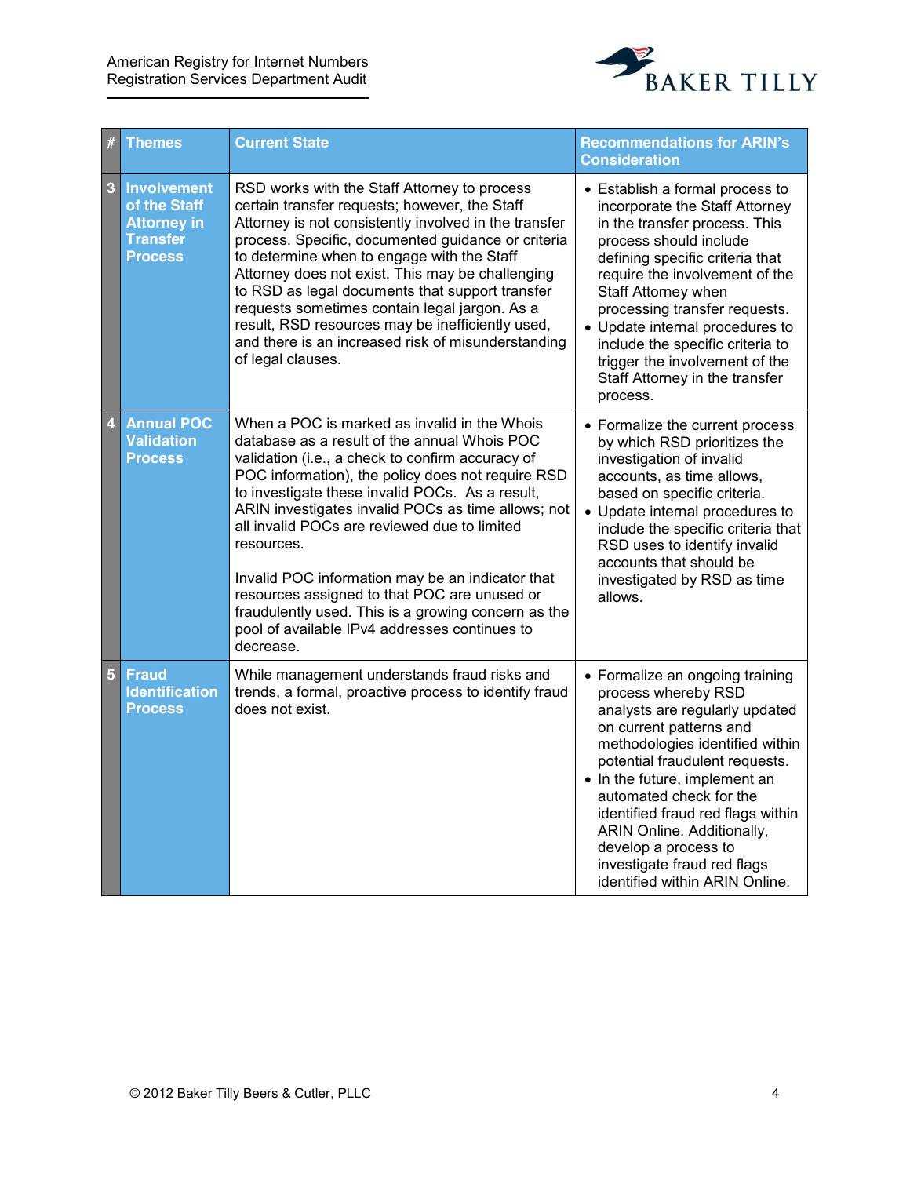| # | Themes | Current State | Recommendations for ARIN's Consideration |
|---|---|---|---|
| 3 | Involvement of the Staff Attorney in Transfer Process | RSD works with the Staff Attorney to process certain transfer requests; however, the Staff Attorney is not consistently involved in the transfer process. Specific, documented guidance or criteria to determine when to engage with the Staff Attorney does not exist. This may be challenging to RSD as legal documents that support transfer requests sometimes contain legal jargon. As a result, RSD resources may be inefficiently used, and there is an increased risk of misunderstanding of legal clauses. | • Establish a formal process to incorporate the Staff Attorney in the transfer process. This process should include defining specific criteria that require the involvement of the Staff Attorney when processing transfer requests.<br>• Update internal procedures to include the specific criteria to trigger the involvement of the Staff Attorney in the transfer process. |
| 4 | Annual POC Validation Process | When a POC is marked as invalid in the Whois database as a result of the annual Whois POC validation (i.e., a check to confirm accuracy of POC information), the policy does not require RSD to investigate these invalid POCs. As a result, ARIN investigates invalid POCs as time allows; not all invalid POCs are reviewed due to limited resources.<br><br>Invalid POC information may be an indicator that resources assigned to that POC are unused or fraudulently used. This is a growing concern as the pool of available IPv4 addresses continues to decrease. | • Formalize the current process by which RSD prioritizes the investigation of invalid accounts, as time allows, based on specific criteria.<br>• Update internal procedures to include the specific criteria that RSD uses to identify invalid accounts that should be investigated by RSD as time allows. |
| 5 | Fraud Identification Process | While management understands fraud risks and trends, a formal, proactive process to identify fraud does not exist. | • Formalize an ongoing training process whereby RSD analysts are regularly updated on current patterns and methodologies identified within potential fraudulent requests.<br>• In the future, implement an automated check for the identified fraud red flags within ARIN Online. Additionally, develop a process to investigate fraud red flags identified within ARIN Online. |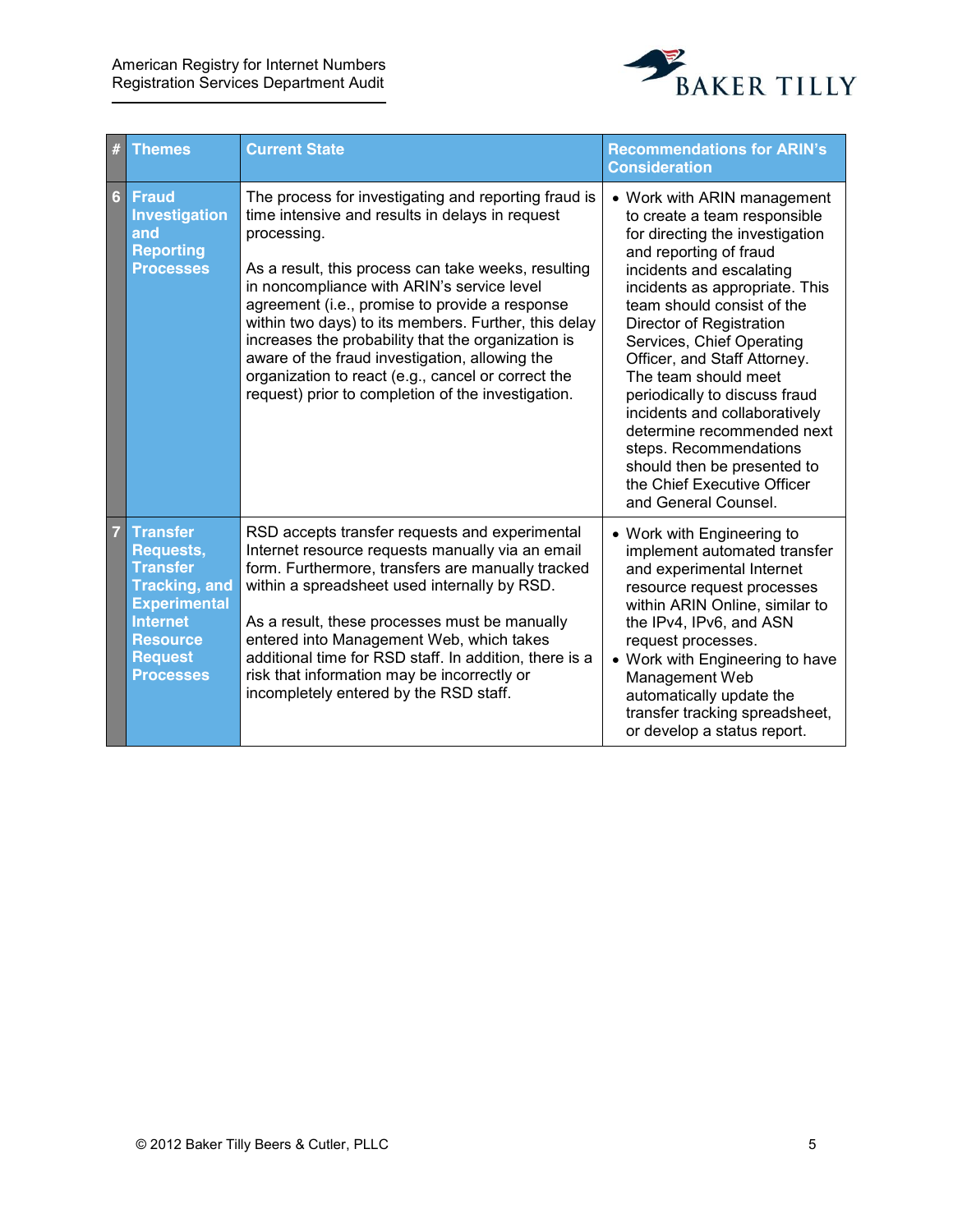| # | Themes | Current State | Recommendations for ARIN's Consideration |
|---|---|---|---|
| 6 | **Fraud Investigation and Reporting Processes** | The process for investigating and reporting fraud is time intensive and results in delays in request processing.<br><br>As a result, this process can take weeks, resulting in noncompliance with ARIN's service level agreement (i.e., promise to provide a response within two days) to its members. Further, this delay increases the probability that the organization is aware of the fraud investigation, allowing the organization to react (e.g., cancel or correct the request) prior to completion of the investigation. | • Work with ARIN management to create a team responsible for directing the investigation and reporting of fraud incidents and escalating incidents as appropriate. This team should consist of the Director of Registration Services, Chief Operating Officer, and Staff Attorney. The team should meet periodically to discuss fraud incidents and collaboratively determine recommended next steps. Recommendations should then be presented to the Chief Executive Officer and General Counsel. |
| 7 | **Transfer Requests, Transfer Tracking, and Experimental Internet Resource Request Processes** | RSD accepts transfer requests and experimental Internet resource requests manually via an email form. Furthermore, transfers are manually tracked within a spreadsheet used internally by RSD.<br><br>As a result, these processes must be manually entered into Management Web, which takes additional time for RSD staff. In addition, there is a risk that information may be incorrectly or incompletely entered by the RSD staff. | • Work with Engineering to implement automated transfer and experimental Internet resource request processes within ARIN Online, similar to the IPv4, IPv6, and ASN request processes.<br>• Work with Engineering to have Management Web automatically update the transfer tracking spreadsheet, or develop a status report. |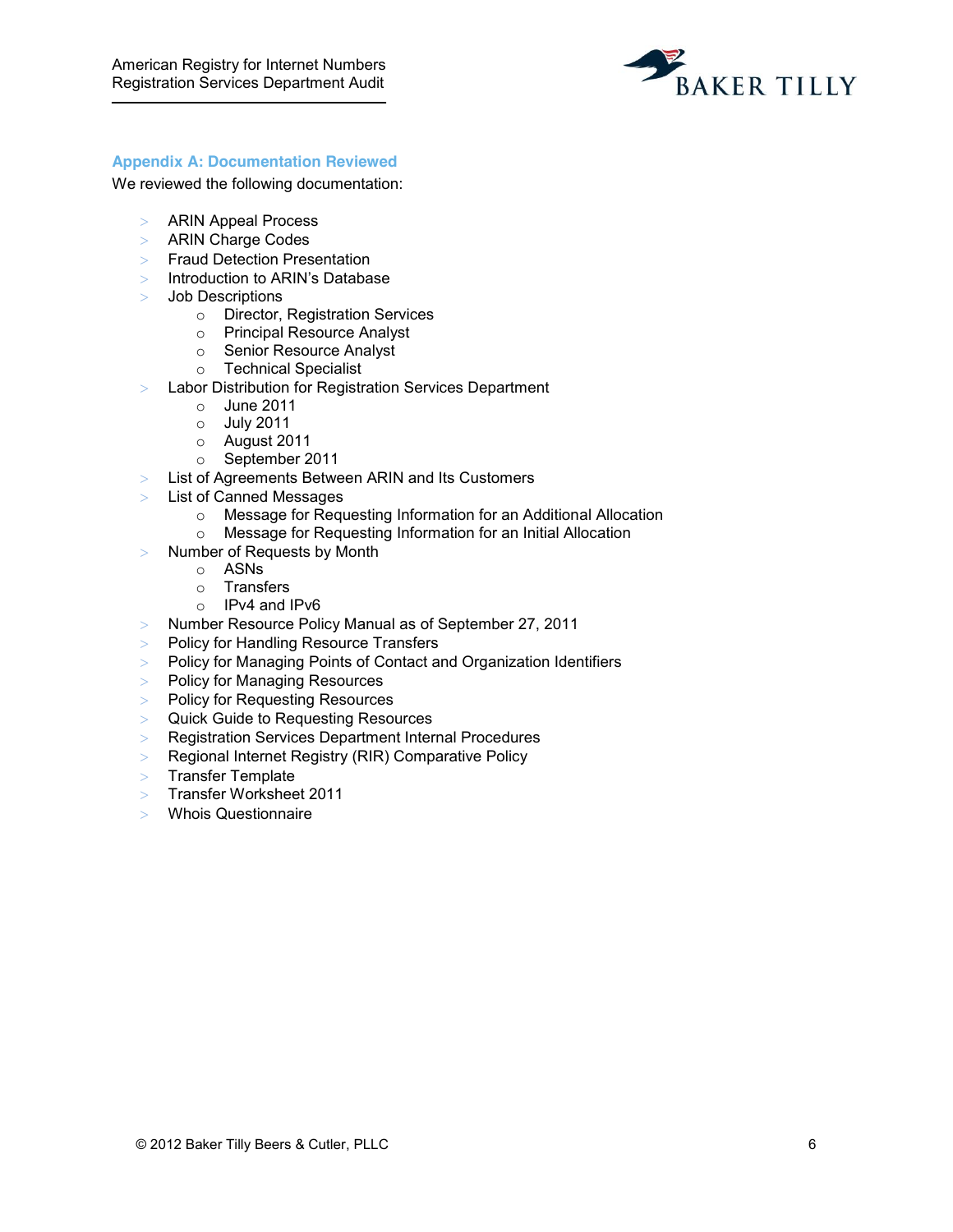## Appendix A: Documentation Reviewed

We reviewed the following documentation:

- ARIN Appeal Process
- ARIN Charge Codes
- Fraud Detection Presentation
- Introduction to ARIN's Database
- Job Descriptions
  - Director, Registration Services
  - Principal Resource Analyst
  - Senior Resource Analyst
  - Technical Specialist
- Labor Distribution for Registration Services Department
  - June 2011
  - July 2011
  - August 2011
  - September 2011
- List of Agreements Between ARIN and Its Customers
- List of Canned Messages
  - Message for Requesting Information for an Additional Allocation
  - Message for Requesting Information for an Initial Allocation
- Number of Requests by Month
  - ASNs
  - Transfers
  - IPv4 and IPv6
- Number Resource Policy Manual as of September 27, 2011
- Policy for Handling Resource Transfers
- Policy for Managing Points of Contact and Organization Identifiers
- Policy for Managing Resources
- Policy for Requesting Resources
- Quick Guide to Requesting Resources
- Registration Services Department Internal Procedures
- Regional Internet Registry (RIR) Comparative Policy
- Transfer Template
- Transfer Worksheet 2011
- Whois Questionnaire

© 2012 Baker Tilly Beers & Cutler, PLLC